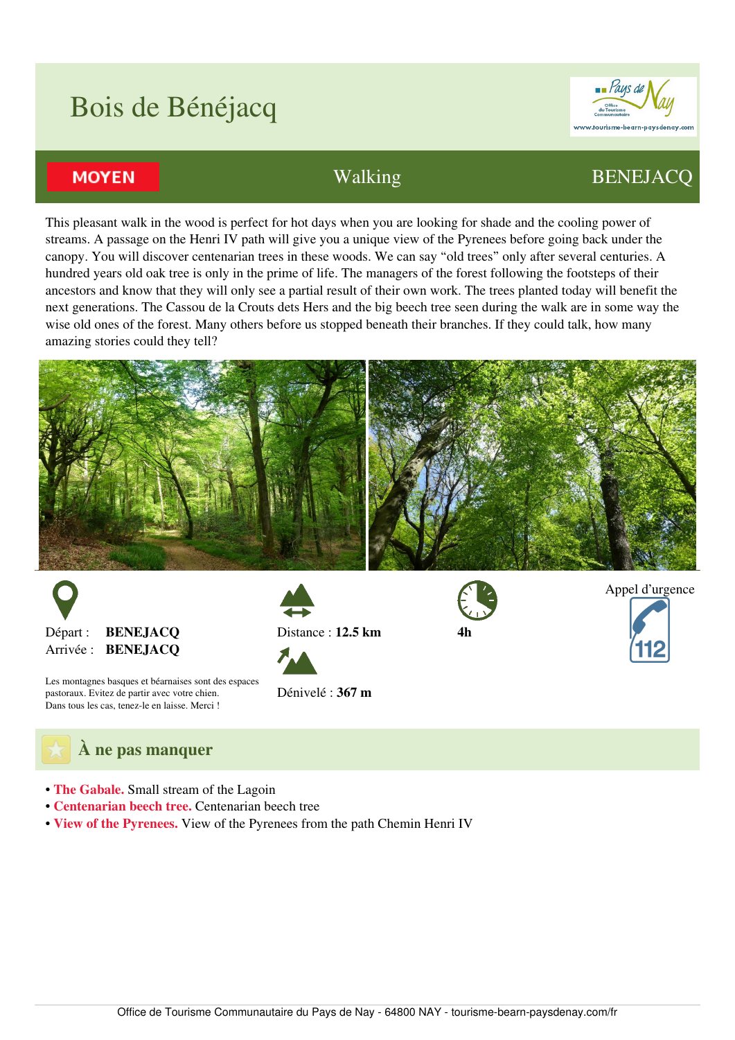# Bois de Bénéjacq

**MOYEN** | Walking | BENEJACQ

This pleasant walk in the wood is perfect for hot days when you are looking for shade and the cooling power of streams. A passage on the Henri IV path will give you a unique view of the Pyrenees before going back under the canopy. You will discover centenarian trees in these woods. We can say "old trees" only after several centuries. A hundred years old oak tree is only in the prime of life. The managers of the forest following the footsteps of their ancestors and know that they will only see a partial result of their own work. The trees planted today will benefit the next generations. The Cassou de la Crouts dets Hers and the big beech tree seen during the walk are in some way the wise old ones of the forest. Many others before us stopped beneath their branches. If they could talk, how many amazing stories could they tell?

Départ : **BENEJACQ**
Arrivée : **BENEJACQ**

Distance : **12.5 km**

**4h**

Appel d'urgence 112

Dénivelé : **367 m**

Les montagnes basques et béarnaises sont des espaces pastoraux. Evitez de partir avec votre chien. Dans tous les cas, tenez-le en laisse. Merci !

## À ne pas manquer

- **The Gabale.** Small stream of the Lagoin
- **Centenarian beech tree.** Centenarian beech tree
- **View of the Pyrenees.** View of the Pyrenees from the path Chemin Henri IV

Office de Tourisme Communautaire du Pays de Nay - 64800 NAY - tourisme-bearn-paysdenay.com/fr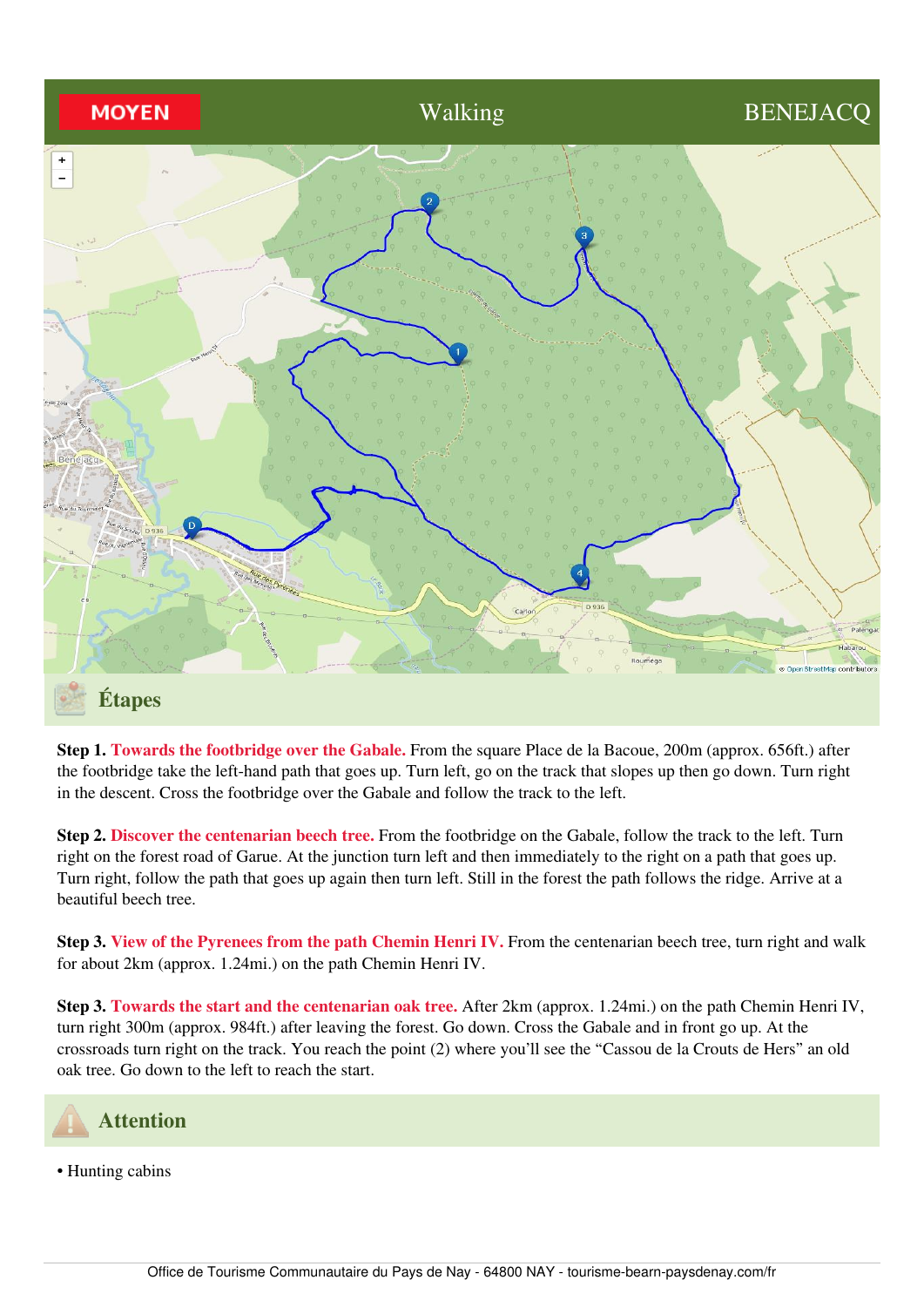MOYEN

Walking

BENEJACQ

## Étapes

**Step 1. Towards the footbridge over the Gabale.** From the square Place de la Bacoue, 200m (approx. 656ft.) after the footbridge take the left-hand path that goes up. Turn left, go on the track that slopes up then go down. Turn right in the descent. Cross the footbridge over the Gabale and follow the track to the left.

**Step 2. Discover the centenarian beech tree.** From the footbridge on the Gabale, follow the track to the left. Turn right on the forest road of Garue. At the junction turn left and then immediately to the right on a path that goes up. Turn right, follow the path that goes up again then turn left. Still in the forest the path follows the ridge. Arrive at a beautiful beech tree.

**Step 3. View of the Pyrenees from the path Chemin Henri IV.** From the centenarian beech tree, turn right and walk for about 2km (approx. 1.24mi.) on the path Chemin Henri IV.

**Step 3. Towards the start and the centenarian oak tree.** After 2km (approx. 1.24mi.) on the path Chemin Henri IV, turn right 300m (approx. 984ft.) after leaving the forest. Go down. Cross the Gabale and in front go up. At the crossroads turn right on the track. You reach the point (2) where you'll see the "Cassou de la Crouts de Hers" an old oak tree. Go down to the left to reach the start.

## Attention

- Hunting cabins